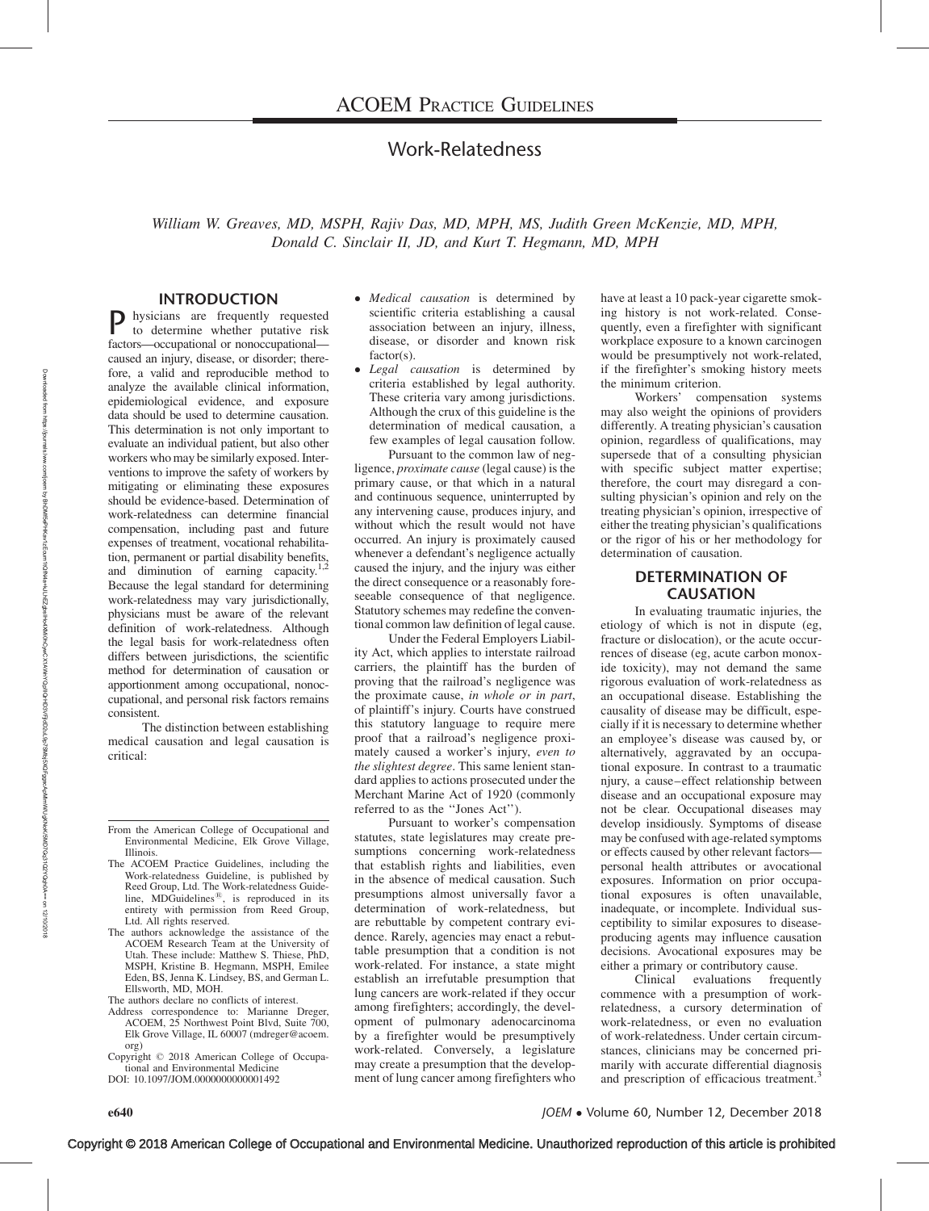# ACOEM Practice Guidelines

## Work-Relatedness

*William W. Greaves, MD, MSPH, Rajiv Das, MD, MPH, MS, Judith Green McKenzie, MD, MPH, Donald C. Sinclair II, JD, and Kurt T. Hegmann, MD, MPH*

### INTRODUCTION

Physicians are frequently requested to determine whether putative risk factors—occupational or nonoccupational—caused an injury, disease, or disorder; therefore, a valid and reproducible method to analyze the available clinical information, epidemiological evidence, and exposure data should be used to determine causation. This determination is not only important to evaluate an individual patient, but also other workers who may be similarly exposed. Interventions to improve the safety of workers by mitigating or eliminating these exposures should be evidence-based. Determination of work-relatedness can determine financial compensation, including past and future expenses of treatment, vocational rehabilitation, permanent or partial disability benefits, and diminution of earning capacity.[1,2] Because the legal standard for determining work-relatedness may vary jurisdictionally, physicians must be aware of the relevant definition of work-relatedness. Although the legal basis for work-relatedness often differs between jurisdictions, the scientific method for determination of causation or apportionment among occupational, nonoccupational, and personal risk factors remains consistent.

The distinction between establishing medical causation and legal causation is critical:

- *Medical causation* is determined by scientific criteria establishing a causal association between an injury, illness, disease, or disorder and known risk factor(s).
- *Legal causation* is determined by criteria established by legal authority. These criteria vary among jurisdictions. Although the crux of this guideline is the determination of medical causation, a few examples of legal causation follow.

Pursuant to the common law of negligence, *proximate cause* (legal cause) is the primary cause, or that which in a natural and continuous sequence, uninterrupted by any intervening cause, produces injury, and without which the result would not have occurred. An injury is proximately caused whenever a defendant's negligence actually caused the injury, and the injury was either the direct consequence or a reasonably foreseeable consequence of that negligence. Statutory schemes may redefine the conventional common law definition of legal cause.

Under the Federal Employers Liability Act, which applies to interstate railroad carriers, the plaintiff has the burden of proving that the railroad's negligence was the proximate cause, *in whole or in part*, of plaintiff's injury. Courts have construed this statutory language to require mere proof that a railroad's negligence proximately caused a worker's injury, *even to the slightest degree*. This same lenient standard applies to actions prosecuted under the Merchant Marine Act of 1920 (commonly referred to as the "Jones Act").

Pursuant to worker's compensation statutes, state legislatures may create presumptions concerning work-relatedness that establish rights and liabilities, even in the absence of medical causation. Such presumptions almost universally favor a determination of work-relatedness, but are rebuttable by competent contrary evidence. Rarely, agencies may enact a rebuttable presumption that a condition is not work-related. For instance, a state might establish an irrefutable presumption that lung cancers are work-related if they occur among firefighters; accordingly, the development of pulmonary adenocarcinoma by a firefighter would be presumptively work-related. Conversely, a legislature may create a presumption that the development of lung cancer among firefighters who have at least a 10 pack-year cigarette smoking history is not work-related. Consequently, even a firefighter with significant workplace exposure to a known carcinogen would be presumptively not work-related, if the firefighter's smoking history meets the minimum criterion.

Workers' compensation systems may also weight the opinions of providers differently. A treating physician's causation opinion, regardless of qualifications, may supersede that of a consulting physician with specific subject matter expertise; therefore, the court may disregard a consulting physician's opinion and rely on the treating physician's opinion, irrespective of either the treating physician's qualifications or the rigor of his or her methodology for determination of causation.

### DETERMINATION OF CAUSATION

In evaluating traumatic injuries, the etiology of which is not in dispute (eg, fracture or dislocation), or the acute occurrences of disease (eg, acute carbon monoxide toxicity), may not demand the same rigorous evaluation of work-relatedness as an occupational disease. Establishing the causality of disease may be difficult, especially if it is necessary to determine whether an employee's disease was caused by, or alternatively, aggravated by an occupational exposure. In contrast to a traumatic njury, a cause–effect relationship between disease and an occupational exposure may not be clear. Occupational diseases may develop insidiously. Symptoms of disease may be confused with age-related symptoms or effects caused by other relevant factors—personal health attributes or avocational exposures. Information on prior occupational exposures is often unavailable, inadequate, or incomplete. Individual susceptibility to similar exposures to disease-producing agents may influence causation decisions. Avocational exposures may be either a primary or contributory cause.

Clinical evaluations frequently commence with a presumption of work-relatedness, a cursory determination of work-relatedness, or even no evaluation of work-relatedness. Under certain circumstances, clinicians may be concerned primarily with accurate differential diagnosis and prescription of efficacious treatment.[3]

---

From the American College of Occupational and Environmental Medicine, Elk Grove Village, Illinois.

The ACOEM Practice Guidelines, including the Work-relatedness Guideline, is published by Reed Group, Ltd. The Work-relatedness Guideline, MDGuidelines®, is reproduced in its entirety with permission from Reed Group, Ltd. All rights reserved.

The authors acknowledge the assistance of the ACOEM Research Team at the University of Utah. These include: Matthew S. Thiese, PhD, MSPH, Kristine B. Hegmann, MSPH, Emilee Eden, BS, Jenna K. Lindsey, BS, and German L. Ellsworth, MD, MOH.

The authors declare no conflicts of interest.

Address correspondence to: Marianne Dreger, ACOEM, 25 Northwest Point Blvd, Suite 700, Elk Grove Village, IL 60007 (mdreger@acoem.org)

Copyright © 2018 American College of Occupational and Environmental Medicine

DOI: 10.1097/JOM.0000000000001492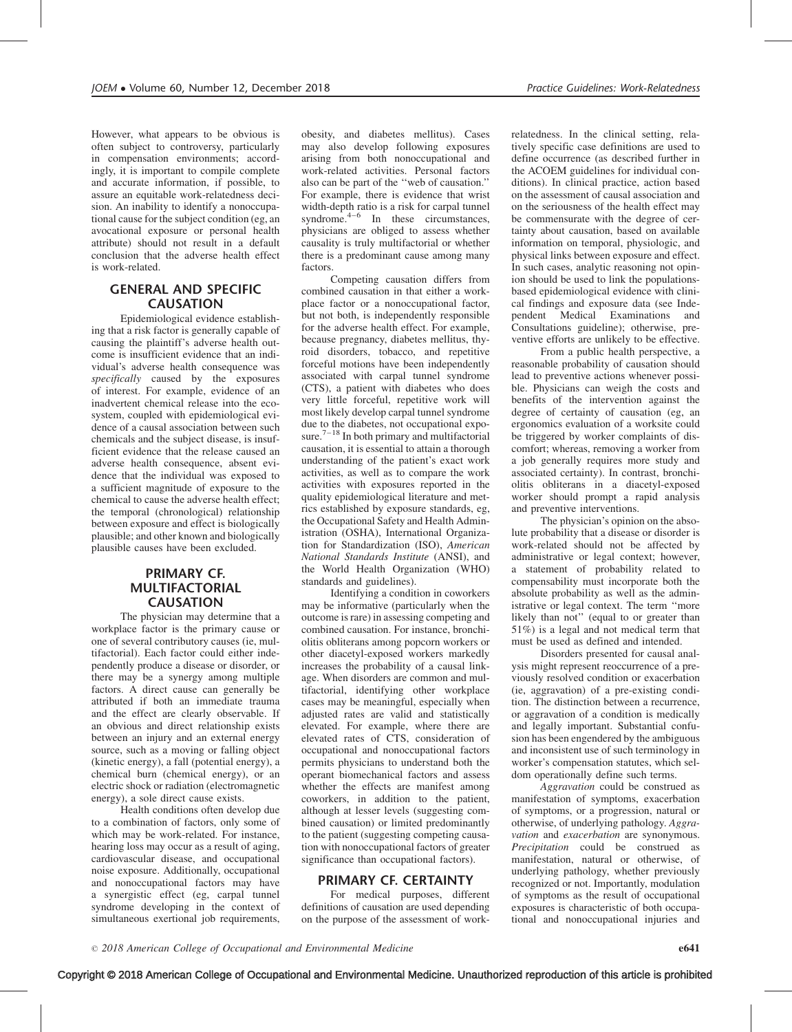However, what appears to be obvious is often subject to controversy, particularly in compensation environments; accordingly, it is important to compile complete and accurate information, if possible, to assure an equitable work-relatedness decision. An inability to identify a nonoccupational cause for the subject condition (eg, an avocational exposure or personal health attribute) should not result in a default conclusion that the adverse health effect is work-related.

## GENERAL AND SPECIFIC CAUSATION

Epidemiological evidence establishing that a risk factor is generally capable of causing the plaintiff's adverse health outcome is insufficient evidence that an individual's adverse health consequence was *specifically* caused by the exposures of interest. For example, evidence of an inadvertent chemical release into the ecosystem, coupled with epidemiological evidence of a causal association between such chemicals and the subject disease, is insufficient evidence that the release caused an adverse health consequence, absent evidence that the individual was exposed to a sufficient magnitude of exposure to the chemical to cause the adverse health effect; the temporal (chronological) relationship between exposure and effect is biologically plausible; and other known and biologically plausible causes have been excluded.

## PRIMARY CF. MULTIFACTORIAL CAUSATION

The physician may determine that a workplace factor is the primary cause or one of several contributory causes (ie, multifactorial). Each factor could either independently produce a disease or disorder, or there may be a synergy among multiple factors. A direct cause can generally be attributed if both an immediate trauma and the effect are clearly observable. If an obvious and direct relationship exists between an injury and an external energy source, such as a moving or falling object (kinetic energy), a fall (potential energy), a chemical burn (chemical energy), or an electric shock or radiation (electromagnetic energy), a sole direct cause exists.

Health conditions often develop due to a combination of factors, only some of which may be work-related. For instance, hearing loss may occur as a result of aging, cardiovascular disease, and occupational noise exposure. Additionally, occupational and nonoccupational factors may have a synergistic effect (eg, carpal tunnel syndrome developing in the context of simultaneous exertional job requirements, obesity, and diabetes mellitus). Cases may also develop following exposures arising from both nonoccupational and work-related activities. Personal factors also can be part of the "web of causation." For example, there is evidence that wrist width-depth ratio is a risk for carpal tunnel syndrome.[4–6] In these circumstances, physicians are obliged to assess whether causality is truly multifactorial or whether there is a predominant cause among many factors.

Competing causation differs from combined causation in that either a workplace factor or a nonoccupational factor, but not both, is independently responsible for the adverse health effect. For example, because pregnancy, diabetes mellitus, thyroid disorders, tobacco, and repetitive forceful motions have been independently associated with carpal tunnel syndrome (CTS), a patient with diabetes who does very little forceful, repetitive work will most likely develop carpal tunnel syndrome due to the diabetes, not occupational exposure.[7–18] In both primary and multifactorial causation, it is essential to attain a thorough understanding of the patient's exact work activities, as well as to compare the work activities with exposures reported in the quality epidemiological literature and metrics established by exposure standards, eg, the Occupational Safety and Health Administration (OSHA), International Organization for Standardization (ISO), *American National Standards Institute* (ANSI), and the World Health Organization (WHO) standards and guidelines).

Identifying a condition in coworkers may be informative (particularly when the outcome is rare) in assessing competing and combined causation. For instance, bronchiolitis obliterans among popcorn workers or other diacetyl-exposed workers markedly increases the probability of a causal linkage. When disorders are common and multifactorial, identifying other workplace cases may be meaningful, especially when adjusted rates are valid and statistically elevated. For example, where there are elevated rates of CTS, consideration of occupational and nonoccupational factors permits physicians to understand both the operant biomechanical factors and assess whether the effects are manifest among coworkers, in addition to the patient, although at lesser levels (suggesting combined causation) or limited predominantly to the patient (suggesting competing causation with nonoccupational factors of greater significance than occupational factors).

## PRIMARY CF. CERTAINTY

For medical purposes, different definitions of causation are used depending on the purpose of the assessment of work-relatedness. In the clinical setting, relatively specific case definitions are used to define occurrence (as described further in the ACOEM guidelines for individual conditions). In clinical practice, action based on the assessment of causal association and on the seriousness of the health effect may be commensurate with the degree of certainty about causation, based on available information on temporal, physiologic, and physical links between exposure and effect. In such cases, analytic reasoning not opinion should be used to link the populations-based epidemiological evidence with clinical findings and exposure data (see Independent Medical Examinations and Consultations guideline); otherwise, preventive efforts are unlikely to be effective.

From a public health perspective, a reasonable probability of causation should lead to preventive actions whenever possible. Physicians can weigh the costs and benefits of the intervention against the degree of certainty of causation (eg, an ergonomics evaluation of a worksite could be triggered by worker complaints of discomfort; whereas, removing a worker from a job generally requires more study and associated certainty). In contrast, bronchiolitis obliterans in a diacetyl-exposed worker should prompt a rapid analysis and preventive interventions.

The physician's opinion on the absolute probability that a disease or disorder is work-related should not be affected by administrative or legal context; however, a statement of probability related to compensability must incorporate both the absolute probability as well as the administrative or legal context. The term "more likely than not" (equal to or greater than 51%) is a legal and not medical term that must be used as defined and intended.

Disorders presented for causal analysis might represent reoccurrence of a previously resolved condition or exacerbation (ie, aggravation) of a pre-existing condition. The distinction between a recurrence, or aggravation of a condition is medically and legally important. Substantial confusion has been engendered by the ambiguous and inconsistent use of such terminology in worker's compensation statutes, which seldom operationally define such terms.

*Aggravation* could be construed as manifestation of symptoms, exacerbation of symptoms, or a progression, natural or otherwise, of underlying pathology. *Aggravation* and *exacerbation* are synonymous. *Precipitation* could be construed as manifestation, natural or otherwise, of underlying pathology, whether previously recognized or not. Importantly, modulation of symptoms as the result of occupational exposures is characteristic of both occupational and nonoccupational injuries and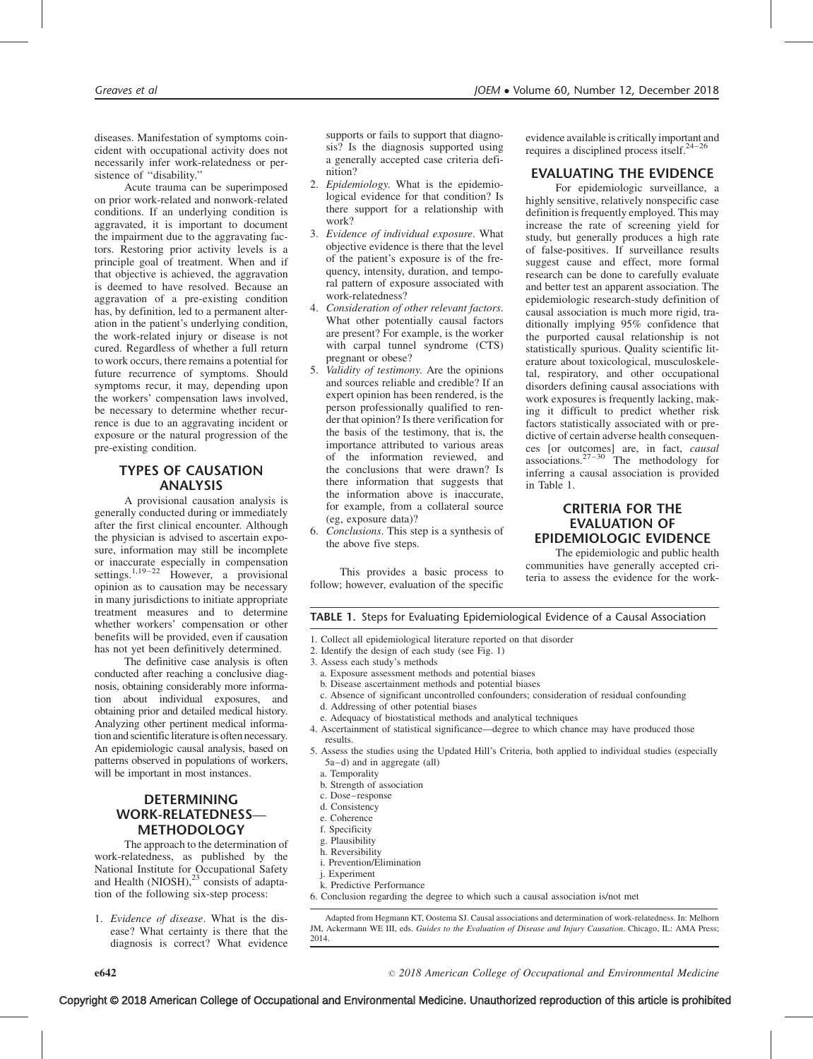diseases. Manifestation of symptoms coincident with occupational activity does not necessarily infer work-relatedness or persistence of "disability."

Acute trauma can be superimposed on prior work-related and nonwork-related conditions. If an underlying condition is aggravated, it is important to document the impairment due to the aggravating factors. Restoring prior activity levels is a principle goal of treatment. When and if that objective is achieved, the aggravation is deemed to have resolved. Because an aggravation of a pre-existing condition has, by definition, led to a permanent alteration in the patient's underlying condition, the work-related injury or disease is not cured. Regardless of whether a full return to work occurs, there remains a potential for future recurrence of symptoms. Should symptoms recur, it may, depending upon the workers' compensation laws involved, be necessary to determine whether recurrence is due to an aggravating incident or exposure or the natural progression of the pre-existing condition.

## TYPES OF CAUSATION ANALYSIS

A provisional causation analysis is generally conducted during or immediately after the first clinical encounter. Although the physician is advised to ascertain exposure, information may still be incomplete or inaccurate especially in compensation settings.[1,19–22] However, a provisional opinion as to causation may be necessary in many jurisdictions to initiate appropriate treatment measures and to determine whether workers' compensation or other benefits will be provided, even if causation has not yet been definitively determined.

The definitive case analysis is often conducted after reaching a conclusive diagnosis, obtaining considerably more information about individual exposures, and obtaining prior and detailed medical history. Analyzing other pertinent medical information and scientific literature is often necessary. An epidemiologic causal analysis, based on patterns observed in populations of workers, will be important in most instances.

## DETERMINING WORK-RELATEDNESS—METHODOLOGY

The approach to the determination of work-relatedness, as published by the National Institute for Occupational Safety and Health (NIOSH),[23] consists of adaptation of the following six-step process:

1. *Evidence of disease*. What is the disease? What certainty is there that the diagnosis is correct? What evidence supports or fails to support that diagnosis? Is the diagnosis supported using a generally accepted case criteria definition?
2. *Epidemiology*. What is the epidemiological evidence for that condition? Is there support for a relationship with work?
3. *Evidence of individual exposure*. What objective evidence is there that the level of the patient's exposure is of the frequency, intensity, duration, and temporal pattern of exposure associated with work-relatedness?
4. *Consideration of other relevant factors*. What other potentially causal factors are present? For example, is the worker with carpal tunnel syndrome (CTS) pregnant or obese?
5. *Validity of testimony*. Are the opinions and sources reliable and credible? If an expert opinion has been rendered, is the person professionally qualified to render that opinion? Is there verification for the basis of the testimony, that is, the importance attributed to various areas of the information reviewed, and the conclusions that were drawn? Is there information that suggests that the information above is inaccurate, for example, from a collateral source (eg, exposure data)?
6. *Conclusions*. This step is a synthesis of the above five steps.

This provides a basic process to follow; however, evaluation of the specific evidence available is critically important and requires a disciplined process itself.[24–26]

## EVALUATING THE EVIDENCE

For epidemiologic surveillance, a highly sensitive, relatively nonspecific case definition is frequently employed. This may increase the rate of screening yield for study, but generally produces a high rate of false-positives. If surveillance results suggest cause and effect, more formal research can be done to carefully evaluate and better test an apparent association. The epidemiologic research-study definition of causal association is much more rigid, traditionally implying 95% confidence that the purported causal relationship is not statistically spurious. Quality scientific literature about toxicological, musculoskeletal, respiratory, and other occupational disorders defining causal associations with work exposures is frequently lacking, making it difficult to predict whether risk factors statistically associated with or predictive of certain adverse health consequences [or outcomes] are, in fact, *causal* associations.[27–30] The methodology for inferring a causal association is provided in Table 1.

## CRITERIA FOR THE EVALUATION OF EPIDEMIOLOGIC EVIDENCE

The epidemiologic and public health communities have generally accepted criteria to assess the evidence for the work-

**TABLE 1.** Steps for Evaluating Epidemiological Evidence of a Causal Association

1. Collect all epidemiological literature reported on that disorder
2. Identify the design of each study (see Fig. 1)
3. Assess each study's methods
   - a. Exposure assessment methods and potential biases
   - b. Disease ascertainment methods and potential biases
   - c. Absence of significant uncontrolled confounders; consideration of residual confounding
   - d. Addressing of other potential biases
   - e. Adequacy of biostatistical methods and analytical techniques
4. Ascertainment of statistical significance—degree to which chance may have produced those results.
5. Assess the studies using the Updated Hill's Criteria, both applied to individual studies (especially 5a–d) and in aggregate (all)
   - a. Temporality
   - b. Strength of association
   - c. Dose–response
   - d. Consistency
   - e. Coherence
   - f. Specificity
   - g. Plausibility
   - h. Reversibility
   - i. Prevention/Elimination
   - j. Experiment
   - k. Predictive Performance
6. Conclusion regarding the degree to which such a causal association is/not met

Adapted from Hegmann KT, Oostema SJ. Causal associations and determination of work-relatedness. In: Melhorn JM, Ackermann WE III, eds. *Guides to the Evaluation of Disease and Injury Causation*. Chicago, IL: AMA Press; 2014.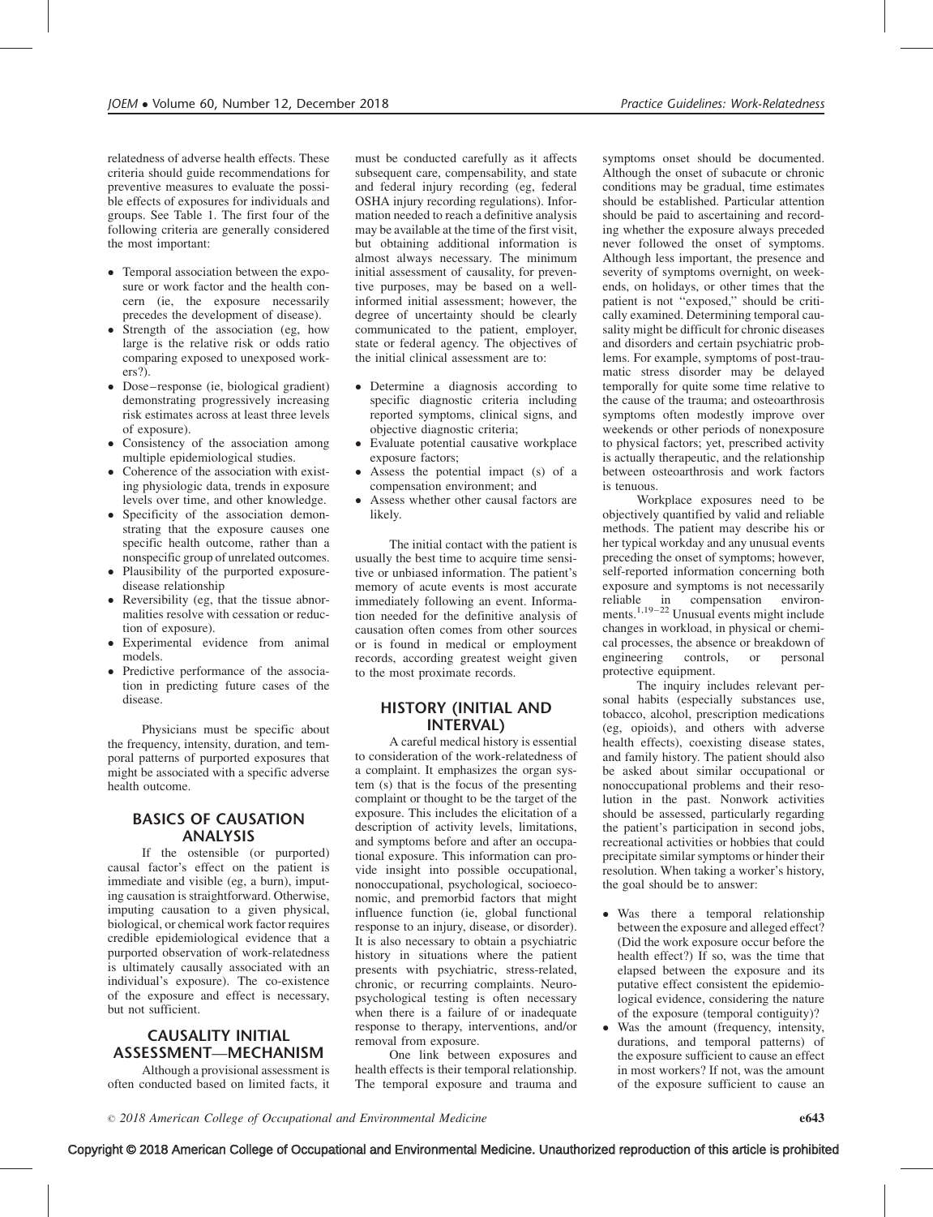relatedness of adverse health effects. These criteria should guide recommendations for preventive measures to evaluate the possible effects of exposures for individuals and groups. See Table 1. The first four of the following criteria are generally considered the most important:

- Temporal association between the exposure or work factor and the health concern (ie, the exposure necessarily precedes the development of disease).
- Strength of the association (eg, how large is the relative risk or odds ratio comparing exposed to unexposed workers?).
- Dose–response (ie, biological gradient) demonstrating progressively increasing risk estimates across at least three levels of exposure).
- Consistency of the association among multiple epidemiological studies.
- Coherence of the association with existing physiologic data, trends in exposure levels over time, and other knowledge.
- Specificity of the association demonstrating that the exposure causes one specific health outcome, rather than a nonspecific group of unrelated outcomes.
- Plausibility of the purported exposure-disease relationship
- Reversibility (eg, that the tissue abnormalities resolve with cessation or reduction of exposure).
- Experimental evidence from animal models.
- Predictive performance of the association in predicting future cases of the disease.

Physicians must be specific about the frequency, intensity, duration, and temporal patterns of purported exposures that might be associated with a specific adverse health outcome.

## BASICS OF CAUSATION ANALYSIS

If the ostensible (or purported) causal factor's effect on the patient is immediate and visible (eg, a burn), imputing causation is straightforward. Otherwise, imputing causation to a given physical, biological, or chemical work factor requires credible epidemiological evidence that a purported observation of work-relatedness is ultimately causally associated with an individual's exposure). The co-existence of the exposure and effect is necessary, but not sufficient.

## CAUSALITY INITIAL ASSESSMENT—MECHANISM

Although a provisional assessment is often conducted based on limited facts, it must be conducted carefully as it affects subsequent care, compensability, and state and federal injury recording (eg, federal OSHA injury recording regulations). Information needed to reach a definitive analysis may be available at the time of the first visit, but obtaining additional information is almost always necessary. The minimum initial assessment of causality, for preventive purposes, may be based on a well-informed initial assessment; however, the degree of uncertainty should be clearly communicated to the patient, employer, state or federal agency. The objectives of the initial clinical assessment are to:

- Determine a diagnosis according to specific diagnostic criteria including reported symptoms, clinical signs, and objective diagnostic criteria;
- Evaluate potential causative workplace exposure factors;
- Assess the potential impact (s) of a compensation environment; and
- Assess whether other causal factors are likely.

The initial contact with the patient is usually the best time to acquire time sensitive or unbiased information. The patient's memory of acute events is most accurate immediately following an event. Information needed for the definitive analysis of causation often comes from other sources or is found in medical or employment records, according greatest weight given to the most proximate records.

## HISTORY (INITIAL AND INTERVAL)

A careful medical history is essential to consideration of the work-relatedness of a complaint. It emphasizes the organ system (s) that is the focus of the presenting complaint or thought to be the target of the exposure. This includes the elicitation of a description of activity levels, limitations, and symptoms before and after an occupational exposure. This information can provide insight into possible occupational, nonoccupational, psychological, socioeconomic, and premorbid factors that might influence function (ie, global functional response to an injury, disease, or disorder). It is also necessary to obtain a psychiatric history in situations where the patient presents with psychiatric, stress-related, chronic, or recurring complaints. Neuropsychological testing is often necessary when there is a failure of or inadequate response to therapy, interventions, and/or removal from exposure.

One link between exposures and health effects is their temporal relationship. The temporal exposure and trauma and symptoms onset should be documented. Although the onset of subacute or chronic conditions may be gradual, time estimates should be established. Particular attention should be paid to ascertaining and recording whether the exposure always preceded never followed the onset of symptoms. Although less important, the presence and severity of symptoms overnight, on weekends, on holidays, or other times that the patient is not "exposed," should be critically examined. Determining temporal causality might be difficult for chronic diseases and disorders and certain psychiatric problems. For example, symptoms of post-traumatic stress disorder may be delayed temporally for quite some time relative to the cause of the trauma; and osteoarthrosis symptoms often modestly improve over weekends or other periods of nonexposure to physical factors; yet, prescribed activity is actually therapeutic, and the relationship between osteoarthrosis and work factors is tenuous.

Workplace exposures need to be objectively quantified by valid and reliable methods. The patient may describe his or her typical workday and any unusual events preceding the onset of symptoms; however, self-reported information concerning both exposure and symptoms is not necessarily reliable in compensation environments.[1,19–22] Unusual events might include changes in workload, in physical or chemical processes, the absence or breakdown of engineering controls, or personal protective equipment.

The inquiry includes relevant personal habits (especially substances use, tobacco, alcohol, prescription medications (eg, opioids), and others with adverse health effects), coexisting disease states, and family history. The patient should also be asked about similar occupational or nonoccupational problems and their resolution in the past. Nonwork activities should be assessed, particularly regarding the patient's participation in second jobs, recreational activities or hobbies that could precipitate similar symptoms or hinder their resolution. When taking a worker's history, the goal should be to answer:

- Was there a temporal relationship between the exposure and alleged effect? (Did the work exposure occur before the health effect?) If so, was the time that elapsed between the exposure and its putative effect consistent the epidemiological evidence, considering the nature of the exposure (temporal contiguity)?
- Was the amount (frequency, intensity, durations, and temporal patterns) of the exposure sufficient to cause an effect in most workers? If not, was the amount of the exposure sufficient to cause an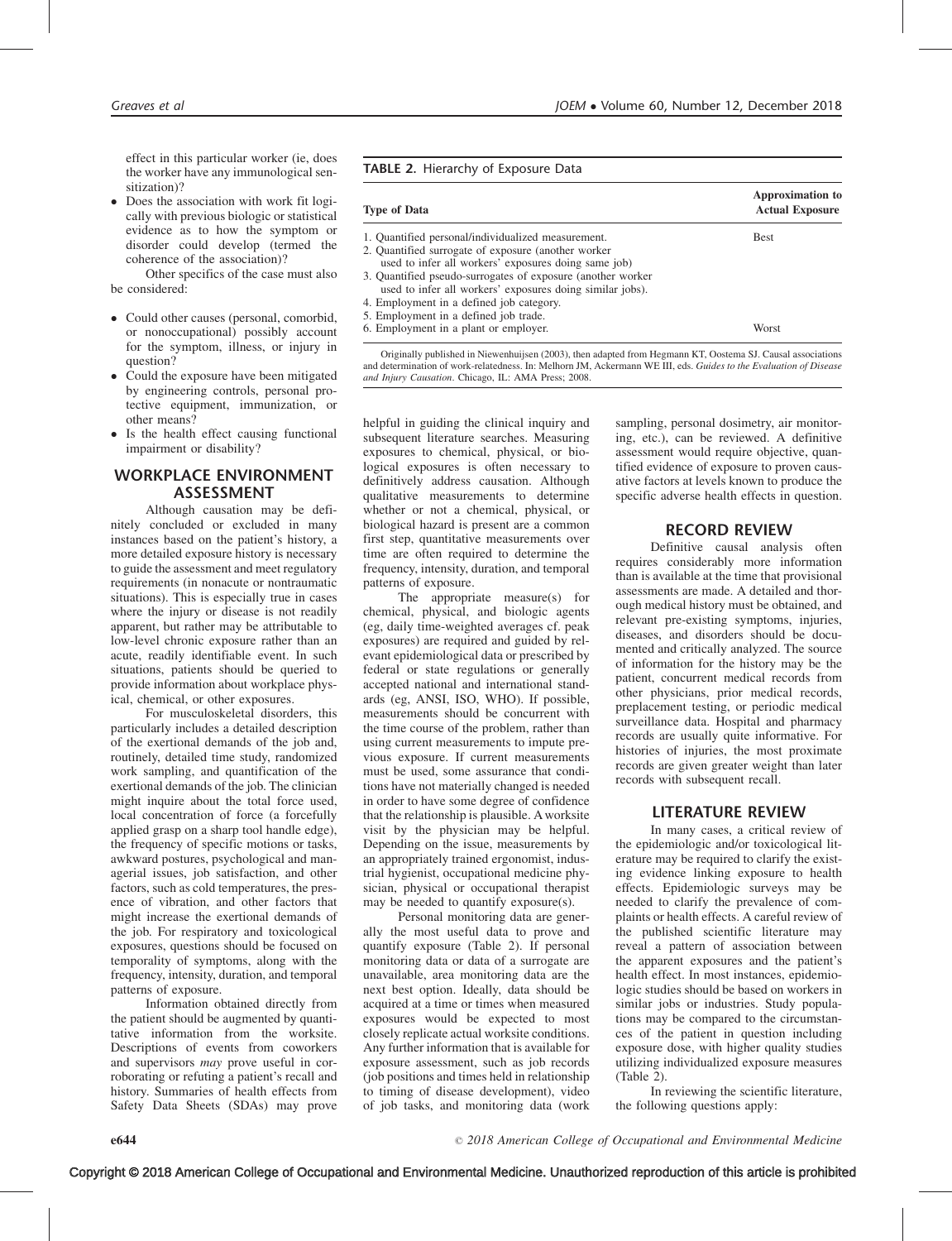effect in this particular worker (ie, does the worker have any immunological sensitization)?

- Does the association with work fit logically with previous biologic or statistical evidence as to how the symptom or disorder could develop (termed the coherence of the association)?

Other specifics of the case must also be considered:

- Could other causes (personal, comorbid, or nonoccupational) possibly account for the symptom, illness, or injury in question?
- Could the exposure have been mitigated by engineering controls, personal protective equipment, immunization, or other means?
- Is the health effect causing functional impairment or disability?

## WORKPLACE ENVIRONMENT ASSESSMENT

Although causation may be definitely concluded or excluded in many instances based on the patient's history, a more detailed exposure history is necessary to guide the assessment and meet regulatory requirements (in nonacute or nontraumatic situations). This is especially true in cases where the injury or disease is not readily apparent, but rather may be attributable to low-level chronic exposure rather than an acute, readily identifiable event. In such situations, patients should be queried to provide information about workplace physical, chemical, or other exposures.

For musculoskeletal disorders, this particularly includes a detailed description of the exertional demands of the job and, routinely, detailed time study, randomized work sampling, and quantification of the exertional demands of the job. The clinician might inquire about the total force used, local concentration of force (a forcefully applied grasp on a sharp tool handle edge), the frequency of specific motions or tasks, awkward postures, psychological and managerial issues, job satisfaction, and other factors, such as cold temperatures, the presence of vibration, and other factors that might increase the exertional demands of the job. For respiratory and toxicological exposures, questions should be focused on temporality of symptoms, along with the frequency, intensity, duration, and temporal patterns of exposure.

Information obtained directly from the patient should be augmented by quantitative information from the worksite. Descriptions of events from coworkers and supervisors *may* prove useful in corroborating or refuting a patient's recall and history. Summaries of health effects from Safety Data Sheets (SDAs) may prove helpful in guiding the clinical inquiry and subsequent literature searches. Measuring exposures to chemical, physical, or biological exposures is often necessary to definitively address causation. Although qualitative measurements to determine whether or not a chemical, physical, or biological hazard is present are a common first step, quantitative measurements over time are often required to determine the frequency, intensity, duration, and temporal patterns of exposure.

The appropriate measure(s) for chemical, physical, and biologic agents (eg, daily time-weighted averages cf. peak exposures) are required and guided by relevant epidemiological data or prescribed by federal or state regulations or generally accepted national and international standards (eg, ANSI, ISO, WHO). If possible, measurements should be concurrent with the time course of the problem, rather than using current measurements to impute previous exposure. If current measurements must be used, some assurance that conditions have not materially changed is needed in order to have some degree of confidence that the relationship is plausible. A worksite visit by the physician may be helpful. Depending on the issue, measurements by an appropriately trained ergonomist, industrial hygienist, occupational medicine physician, physical or occupational therapist may be needed to quantify exposure(s).

Personal monitoring data are generally the most useful data to prove and quantify exposure (Table 2). If personal monitoring data or data of a surrogate are unavailable, area monitoring data are the next best option. Ideally, data should be acquired at a time or times when measured exposures would be expected to most closely replicate actual worksite conditions. Any further information that is available for exposure assessment, such as job records (job positions and times held in relationship to timing of disease development), video of job tasks, and monitoring data (work sampling, personal dosimetry, air monitoring, etc.), can be reviewed. A definitive assessment would require objective, quantified evidence of exposure to proven causative factors at levels known to produce the specific adverse health effects in question.

**TABLE 2.** Hierarchy of Exposure Data

| Type of Data | Approximation to Actual Exposure |
|---|---|
| 1. Quantified personal/individualized measurement. | Best |
| 2. Quantified surrogate of exposure (another worker used to infer all workers' exposures doing same job) | |
| 3. Quantified pseudo-surrogates of exposure (another worker used to infer all workers' exposures doing similar jobs). | |
| 4. Employment in a defined job category. | |
| 5. Employment in a defined job trade. | |
| 6. Employment in a plant or employer. | Worst |

Originally published in Niewenhuijsen (2003), then adapted from Hegmann KT, Oostema SJ. Causal associations and determination of work-relatedness. In: Melhorn JM, Ackermann WE III, eds. *Guides to the Evaluation of Disease and Injury Causation*. Chicago, IL: AMA Press; 2008.

## RECORD REVIEW

Definitive causal analysis often requires considerably more information than is available at the time that provisional assessments are made. A detailed and thorough medical history must be obtained, and relevant pre-existing symptoms, injuries, diseases, and disorders should be documented and critically analyzed. The source of information for the history may be the patient, concurrent medical records from other physicians, prior medical records, preplacement testing, or periodic medical surveillance data. Hospital and pharmacy records are usually quite informative. For histories of injuries, the most proximate records are given greater weight than later records with subsequent recall.

## LITERATURE REVIEW

In many cases, a critical review of the epidemiologic and/or toxicological literature may be required to clarify the existing evidence linking exposure to health effects. Epidemiologic surveys may be needed to clarify the prevalence of complaints or health effects. A careful review of the published scientific literature may reveal a pattern of association between the apparent exposures and the patient's health effect. In most instances, epidemiologic studies should be based on workers in similar jobs or industries. Study populations may be compared to the circumstances of the patient in question including exposure dose, with higher quality studies utilizing individualized exposure measures (Table 2).

In reviewing the scientific literature, the following questions apply: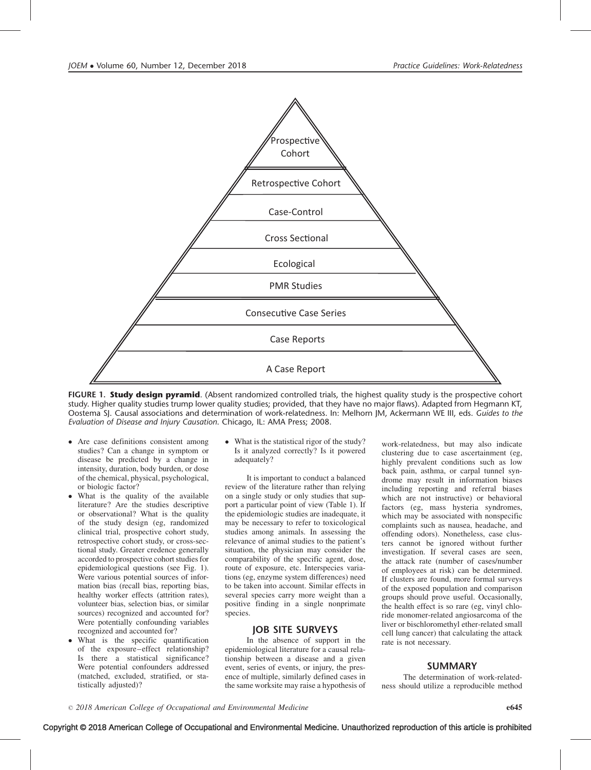Prospective Cohort

Retrospective Cohort

Case-Control

Cross Sectional

Ecological

PMR Studies

Consecutive Case Series

Case Reports

A Case Report

**FIGURE 1. Study design pyramid**. (Absent randomized controlled trials, the highest quality study is the prospective cohort study. Higher quality studies trump lower quality studies; provided, that they have no major flaws). Adapted from Hegmann KT, Oostema SJ. Causal associations and determination of work-relatedness. In: Melhorn JM, Ackermann WE III, eds. *Guides to the Evaluation of Disease and Injury Causation*. Chicago, IL: AMA Press; 2008.

- Are case definitions consistent among studies? Can a change in symptom or disease be predicted by a change in intensity, duration, body burden, or dose of the chemical, physical, psychological, or biologic factor?
- What is the quality of the available literature? Are the studies descriptive or observational? What is the quality of the study design (eg, randomized clinical trial, prospective cohort study, retrospective cohort study, or cross-sectional study. Greater credence generally accorded to prospective cohort studies for epidemiological questions (see Fig. 1). Were various potential sources of information bias (recall bias, reporting bias, healthy worker effects (attrition rates), volunteer bias, selection bias, or similar sources) recognized and accounted for? Were potentially confounding variables recognized and accounted for?
- What is the specific quantification of the exposure–effect relationship? Is there a statistical significance? Were potential confounders addressed (matched, excluded, stratified, or statistically adjusted)?
- What is the statistical rigor of the study? Is it analyzed correctly? Is it powered adequately?

It is important to conduct a balanced review of the literature rather than relying on a single study or only studies that support a particular point of view (Table 1). If the epidemiologic studies are inadequate, it may be necessary to refer to toxicological studies among animals. In assessing the relevance of animal studies to the patient's situation, the physician may consider the comparability of the specific agent, dose, route of exposure, etc. Interspecies variations (eg, enzyme system differences) need to be taken into account. Similar effects in several species carry more weight than a positive finding in a single nonprimate species.

## JOB SITE SURVEYS

In the absence of support in the epidemiological literature for a causal relationship between a disease and a given event, series of events, or injury, the presence of multiple, similarly defined cases in the same worksite may raise a hypothesis of work-relatedness, but may also indicate clustering due to case ascertainment (eg, highly prevalent conditions such as low back pain, asthma, or carpal tunnel syndrome may result in information biases including reporting and referral biases which are not instructive) or behavioral factors (eg, mass hysteria syndromes, which may be associated with nonspecific complaints such as nausea, headache, and offending odors). Nonetheless, case clusters cannot be ignored without further investigation. If several cases are seen, the attack rate (number of cases/number of employees at risk) can be determined. If clusters are found, more formal surveys of the exposed population and comparison groups should prove useful. Occasionally, the health effect is so rare (eg, vinyl chloride monomer-related angiosarcoma of the liver or bischloromethyl ether-related small cell lung cancer) that calculating the attack rate is not necessary.

## SUMMARY

The determination of work-relatedness should utilize a reproducible method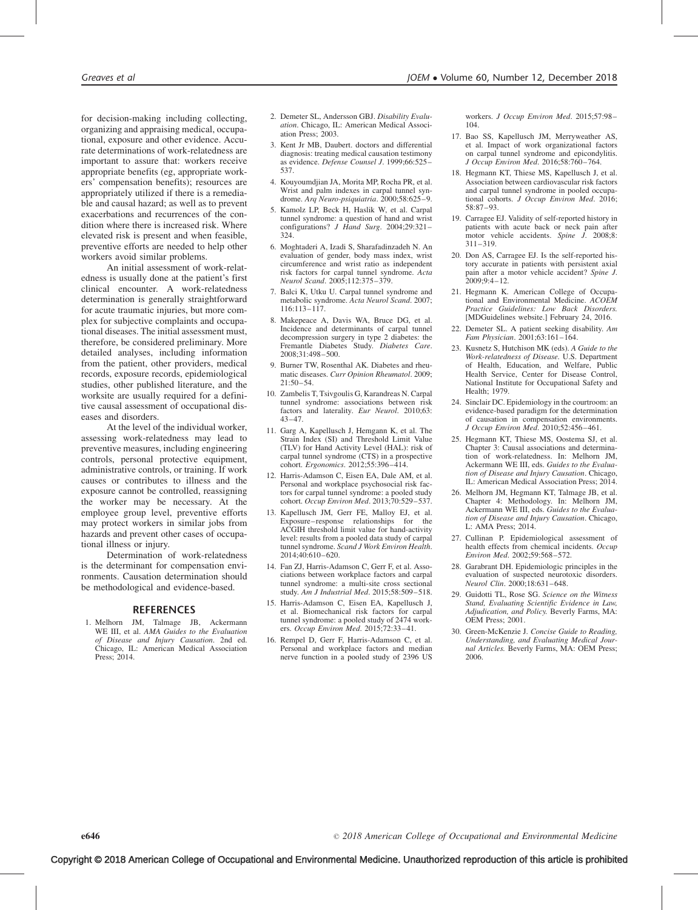for decision-making including collecting, organizing and appraising medical, occupational, exposure and other evidence. Accurate determinations of work-relatedness are important to assure that: workers receive appropriate benefits (eg, appropriate workers' compensation benefits); resources are appropriately utilized if there is a remediable and causal hazard; as well as to prevent exacerbations and recurrences of the condition where there is increased risk. Where elevated risk is present and when feasible, preventive efforts are needed to help other workers avoid similar problems.

An initial assessment of work-relatedness is usually done at the patient's first clinical encounter. A work-relatedness determination is generally straightforward for acute traumatic injuries, but more complex for subjective complaints and occupational diseases. The initial assessment must, therefore, be considered preliminary. More detailed analyses, including information from the patient, other providers, medical records, exposure records, epidemiological studies, other published literature, and the worksite are usually required for a definitive causal assessment of occupational diseases and disorders.

At the level of the individual worker, assessing work-relatedness may lead to preventive measures, including engineering controls, personal protective equipment, administrative controls, or training. If work causes or contributes to illness and the exposure cannot be controlled, reassigning the worker may be necessary. At the employee group level, preventive efforts may protect workers in similar jobs from hazards and prevent other cases of occupational illness or injury.

Determination of work-relatedness is the determinant for compensation environments. Causation determination should be methodological and evidence-based.

## REFERENCES

1. Melhorn JM, Talmage JB, Ackermann WE III, et al. *AMA Guides to the Evaluation of Disease and Injury Causation*. 2nd ed. Chicago, IL: American Medical Association Press; 2014.
2. Demeter SL, Andersson GBJ. *Disability Evaluation*. Chicago, IL: American Medical Association Press; 2003.
3. Kent Jr MB, Daubert. doctors and differential diagnosis: treating medical causation testimony as evidence. *Defense Counsel J*. 1999;66:525–537.
4. Kouyoumdjian JA, Morita MP, Rocha PR, et al. Wrist and palm indexes in carpal tunnel syndrome. *Arq Neuro-psiquiatria*. 2000;58:625–9.
5. Kamolz LP, Beck H, Haslik W, et al. Carpal tunnel syndrome: a question of hand and wrist configurations? *J Hand Surg*. 2004;29:321–324.
6. Moghtaderi A, Izadi S, Sharafadinzadeh N. An evaluation of gender, body mass index, wrist circumference and wrist ratio as independent risk factors for carpal tunnel syndrome. *Acta Neurol Scand*. 2005;112:375–379.
7. Balci K, Utku U. Carpal tunnel syndrome and metabolic syndrome. *Acta Neurol Scand*. 2007; 116:113–117.
8. Makepeace A, Davis WA, Bruce DG, et al. Incidence and determinants of carpal tunnel decompression surgery in type 2 diabetes: the Fremantle Diabetes Study. *Diabetes Care*. 2008;31:498–500.
9. Burner TW, Rosenthal AK. Diabetes and rheumatic diseases. *Curr Opinion Rheumatol*. 2009; 21:50–54.
10. Zambelis T, Tsivgoulis G, Karandreas N. Carpal tunnel syndrome: associations between risk factors and laterality. *Eur Neurol*. 2010;63: 43–47.
11. Garg A, Kapellusch J, Hemgann K, et al. The Strain Index (SI) and Threshold Limit Value (TLV) for Hand Activity Level (HAL): risk of carpal tunnel syndrome (CTS) in a prospective cohort. *Ergonomics*. 2012;55:396–414.
12. Harris-Adamson C, Eisen EA, Dale AM, et al. Personal and workplace psychosocial risk factors for carpal tunnel syndrome: a pooled study cohort. *Occup Environ Med*. 2013;70:529–537.
13. Kapellusch JM, Gerr FE, Malloy EJ, et al. Exposure–response relationships for the ACGIH threshold limit value for hand-activity level: results from a pooled data study of carpal tunnel syndrome. *Scand J Work Environ Health*. 2014;40:610–620.
14. Fan ZJ, Harris-Adamson C, Gerr F, et al. Associations between workplace factors and carpal tunnel syndrome: a multi-site cross sectional study. *Am J Industrial Med*. 2015;58:509–518.
15. Harris-Adamson C, Eisen EA, Kapellusch J, et al. Biomechanical risk factors for carpal tunnel syndrome: a pooled study of 2474 workers. *Occup Environ Med*. 2015;72:33–41.
16. Rempel D, Gerr F, Harris-Adamson C, et al. Personal and workplace factors and median nerve function in a pooled study of 2396 US workers. *J Occup Environ Med*. 2015;57:98–104.
17. Bao SS, Kapellusch JM, Merryweather AS, et al. Impact of work organizational factors on carpal tunnel syndrome and epicondylitis. *J Occup Environ Med*. 2016;58:760–764.
18. Hegmann KT, Thiese MS, Kapellusch J, et al. Association between cardiovascular risk factors and carpal tunnel syndrome in pooled occupational cohorts. *J Occup Environ Med*. 2016; 58:87–93.
19. Carragee EJ. Validity of self-reported history in patients with acute back or neck pain after motor vehicle accidents. *Spine J*. 2008;8: 311–319.
20. Don AS, Carragee EJ. Is the self-reported history accurate in patients with persistent axial pain after a motor vehicle accident? *Spine J*. 2009;9:4–12.
21. Hegmann K. American College of Occupational and Environmental Medicine. *ACOEM Practice Guidelines: Low Back Disorders.* [MDGuidelines website.] February 24, 2016.
22. Demeter SL. A patient seeking disability. *Am Fam Physician*. 2001;63:161–164.
23. Kusnetz S, Hutchison MK (eds). *A Guide to the Work-relatedness of Disease*. U.S. Department of Health, Education, and Welfare, Public Health Service, Center for Disease Control, National Institute for Occupational Safety and Health; 1979.
24. Sinclair DC. Epidemiology in the courtroom: an evidence-based paradigm for the determination of causation in compensation environments. *J Occup Environ Med*. 2010;52:456–461.
25. Hegmann KT, Thiese MS, Oostema SJ, et al. Chapter 3: Causal associations and determination of work-relatedness. In: Melhorn JM, Ackermann WE III, eds. *Guides to the Evaluation of Disease and Injury Causation*. Chicago, IL: American Medical Association Press; 2014.
26. Melhorn JM, Hegmann KT, Talmage JB, et al. Chapter 4: Methodology. In: Melhorn JM, Ackermann WE III, eds. *Guides to the Evaluation of Disease and Injury Causation*. Chicago, L: AMA Press; 2014.
27. Cullinan P. Epidemiological assessment of health effects from chemical incidents. *Occup Environ Med*. 2002;59:568–572.
28. Garabrant DH. Epidemiologic principles in the evaluation of suspected neurotoxic disorders. *Neurol Clin*. 2000;18:631–648.
29. Guidotti TL, Rose SG. *Science on the Witness Stand, Evaluating Scientific Evidence in Law, Adjudication, and Policy.* Beverly Farms, MA: OEM Press; 2001.
30. Green-McKenzie J. *Concise Guide to Reading, Understanding, and Evaluating Medical Journal Articles.* Beverly Farms, MA: OEM Press; 2006.